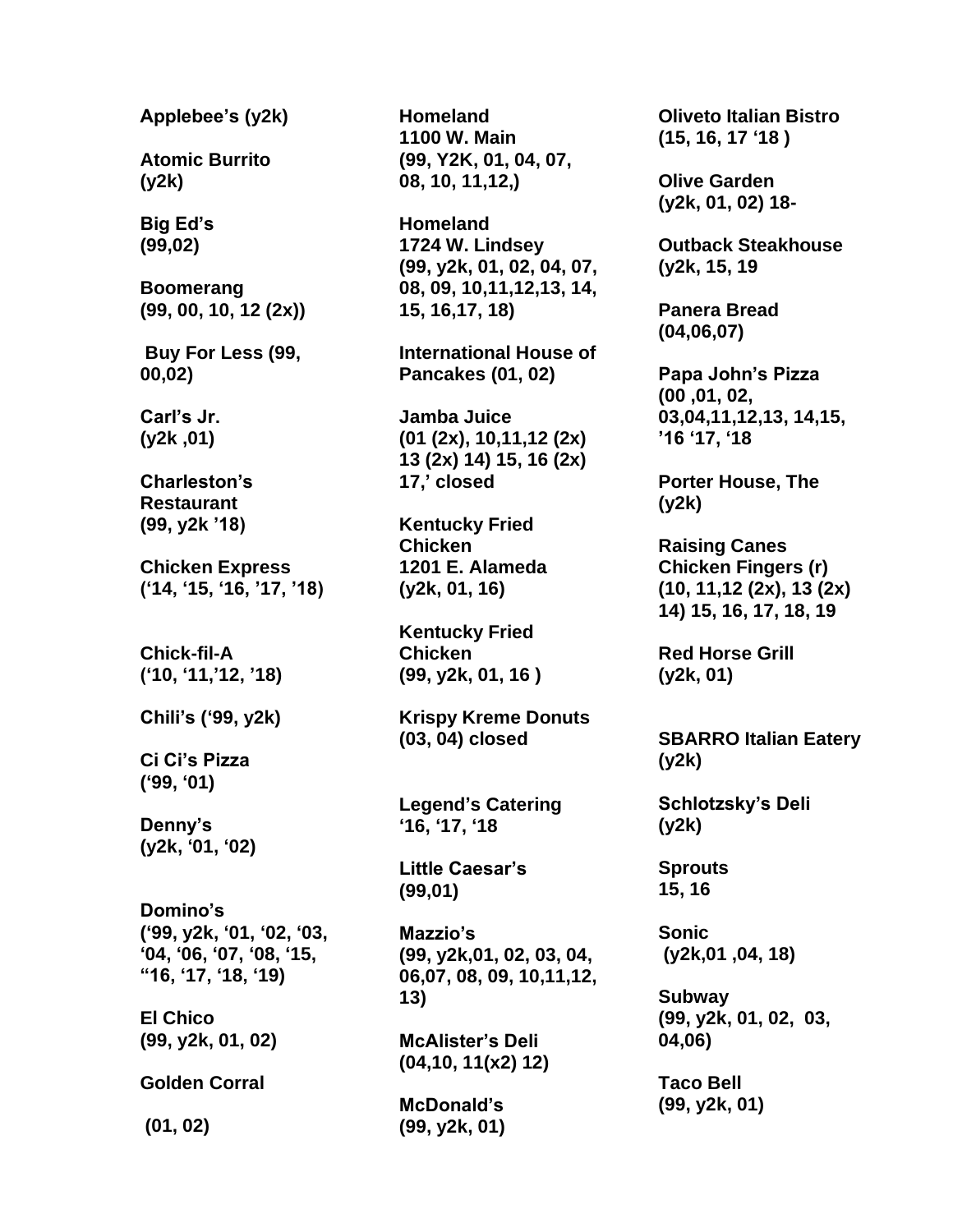**Applebee's (y2k)**

**Atomic Burrito (y2k)**

**Big Ed's (99,02)**

**Boomerang (99, 00, 10, 12 (2x))**

**Buy For Less (99, 00,02)**

**Carl's Jr. (y2k ,01)**

**Charleston's Restaurant (99, y2k '18)**

**Chicken Express ('14, '15, '16, '17, '18)**

**Chick-fil-A ('10, '11,'12, '18)**

**Chili's ('99, y2k)**

**Ci Ci's Pizza ('99, '01)**

**Denny's (y2k, '01, '02)**

**Domino's ('99, y2k, '01, '02, '03, '04, '06, '07, '08, '15, "16, '17, '18, '19)**

**El Chico (99, y2k, 01, 02)**

**Golden Corral**

**(01, 02)**

**Homeland 1100 W. Main (99, Y2K, 01, 04, 07, 08, 10, 11,12,)**

**Homeland 1724 W. Lindsey (99, y2k, 01, 02, 04, 07, 08, 09, 10,11,12,13, 14, 15, 16,17, 18)**

**International House of Pancakes (01, 02)**

**Jamba Juice (01 (2x), 10,11,12 (2x) 13 (2x) 14) 15, 16 (2x) 17,' closed**

**Kentucky Fried Chicken 1201 E. Alameda (y2k, 01, 16)**

**Kentucky Fried Chicken (99, y2k, 01, 16 )**

**Krispy Kreme Donuts (03, 04) closed**

**Legend's Catering '16, '17, '18**

**Little Caesar's (99,01)**

**Mazzio's (99, y2k,01, 02, 03, 04, 06,07, 08, 09, 10,11,12, 13)**

**McAlister's Deli (04,10, 11(x2) 12)**

**McDonald's (99, y2k, 01)**

**Oliveto Italian Bistro (15, 16, 17 '18 )**

**Olive Garden (y2k, 01, 02) 18-**

**Outback Steakhouse (y2k, 15, 19**

**Panera Bread (04,06,07)**

**Papa John's Pizza (00 ,01, 02, 03,04,11,12,13, 14,15, '16 '17, '18**

**Porter House, The (y2k)**

**Raising Canes Chicken Fingers (r) (10, 11,12 (2x), 13 (2x) 14) 15, 16, 17, 18, 19**

**Red Horse Grill (y2k, 01)**

**SBARRO Italian Eatery (y2k)**

**Schlotzsky's Deli (y2k)**

**Sprouts 15, 16**

**Sonic (y2k,01 ,04, 18)**

**Subway (99, y2k, 01, 02, 03, 04,06)**

**Taco Bell (99, y2k, 01)**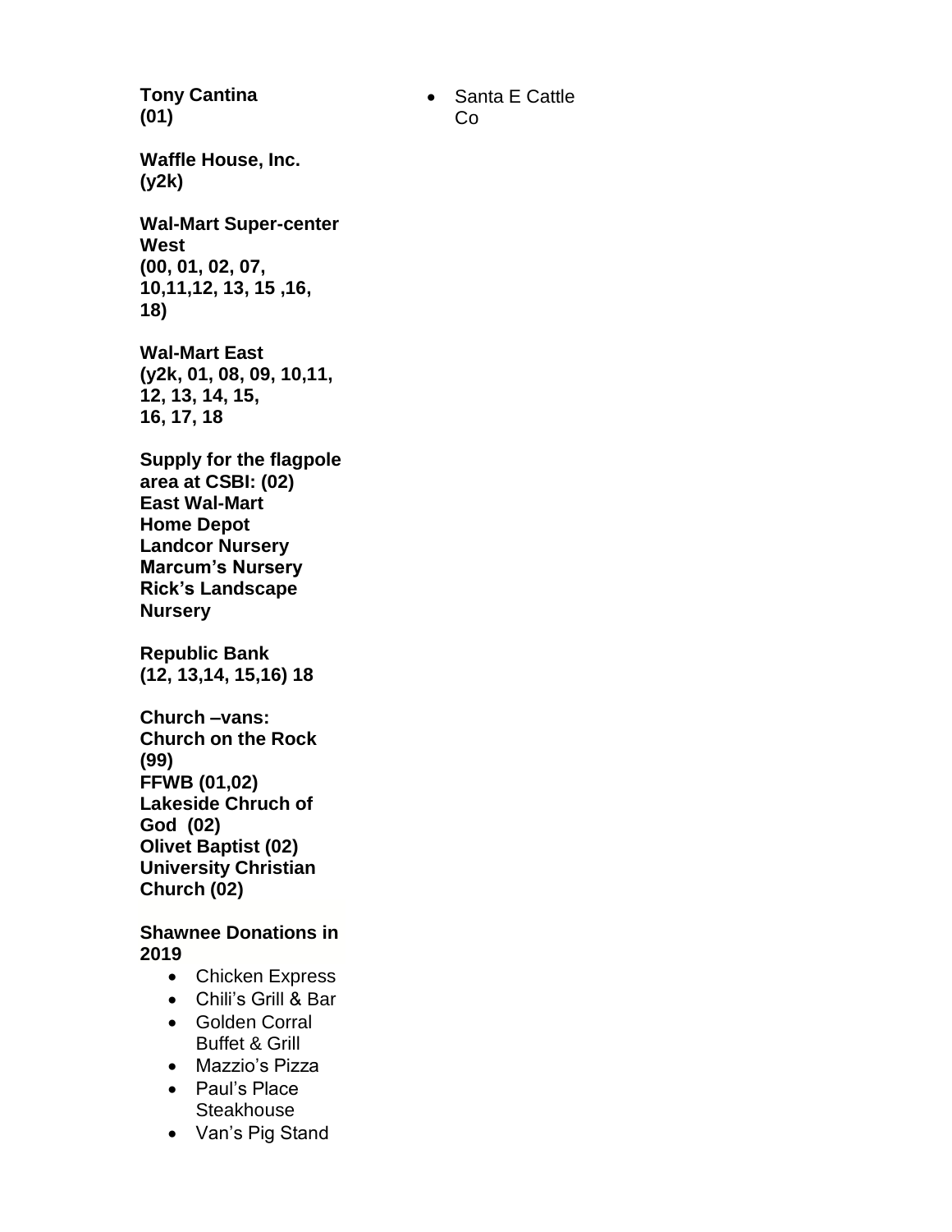**Tony Cantina**
**(01)**

**Waffle House, Inc.**
**(y2k)**

**Wal-Mart Super-center West**
**(00, 01, 02, 07, 10,11,12, 13, 15 ,16, 18)**

**Wal-Mart East**
**(y2k, 01, 08, 09, 10,11, 12, 13, 14, 15, 16, 17, 18**

**Supply for the flagpole area at CSBI: (02)**
**East Wal-Mart**
**Home Depot**
**Landcor Nursery**
**Marcum's Nursery**
**Rick's Landscape Nursery**

**Republic Bank**
**(12, 13,14, 15,16) 18**

**Church –vans:**
**Church on the Rock (99)**
**FFWB (01,02)**
**Lakeside Chruch of God (02)**
**Olivet Baptist (02)**
**University Christian Church (02)**

**Shawnee Donations in 2019**

- Chicken Express
- Chili's Grill & Bar
- Golden Corral Buffet & Grill
- Mazzio's Pizza
- Paul's Place Steakhouse
- Van's Pig Stand
- Santa E Cattle Co